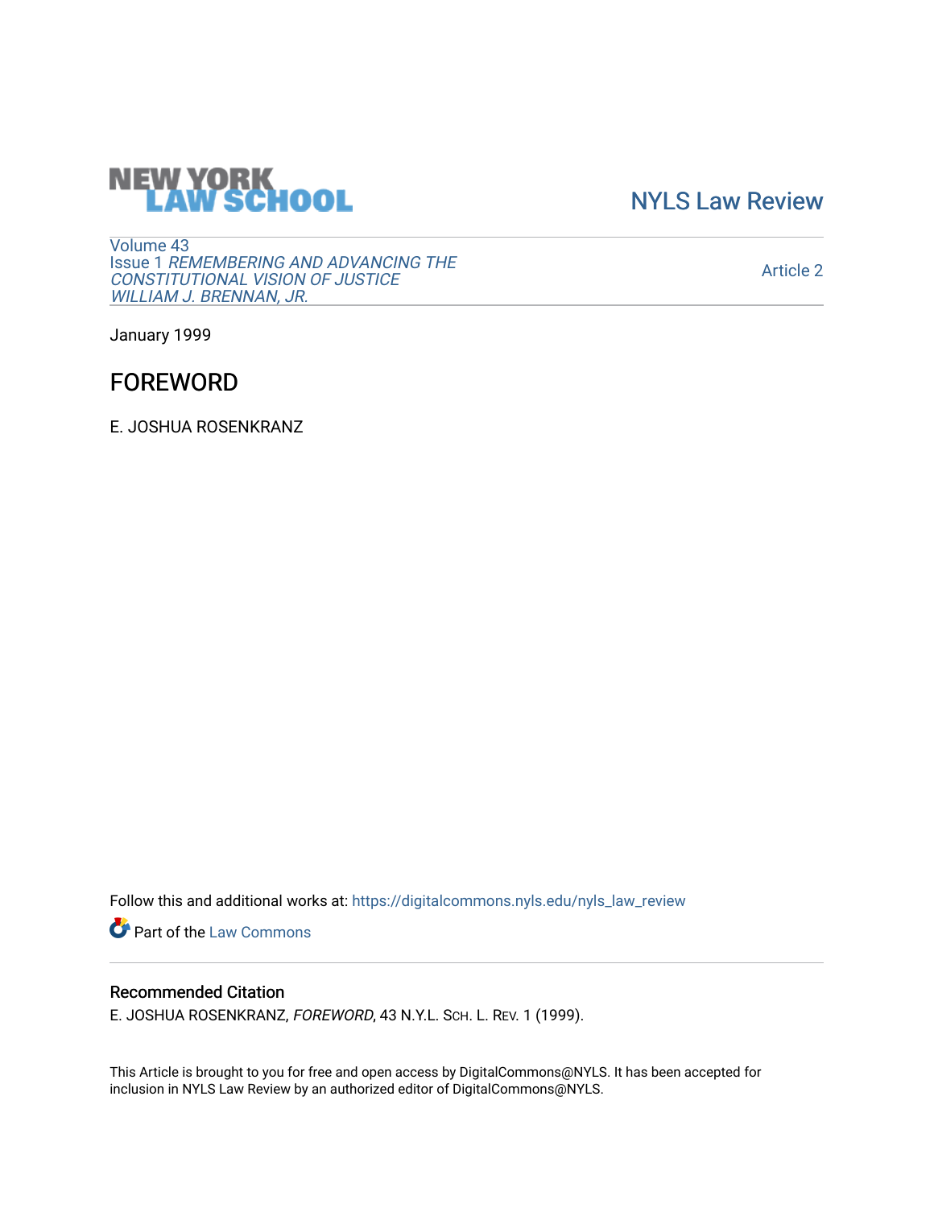NEW YORK LAW SCHOOL

NYLS Law Review

Volume 43
Issue 1 *REMEMBERING AND ADVANCING THE CONSTITUTIONAL VISION OF JUSTICE WILLIAM J. BRENNAN, JR.*

Article 2

January 1999

# FOREWORD

E. JOSHUA ROSENKRANZ

Follow this and additional works at: https://digitalcommons.nyls.edu/nyls_law_review

Part of the Law Commons

## Recommended Citation

E. JOSHUA ROSENKRANZ, *FOREWORD*, 43 N.Y.L. Sch. L. Rev. 1 (1999).

This Article is brought to you for free and open access by DigitalCommons@NYLS. It has been accepted for inclusion in NYLS Law Review by an authorized editor of DigitalCommons@NYLS.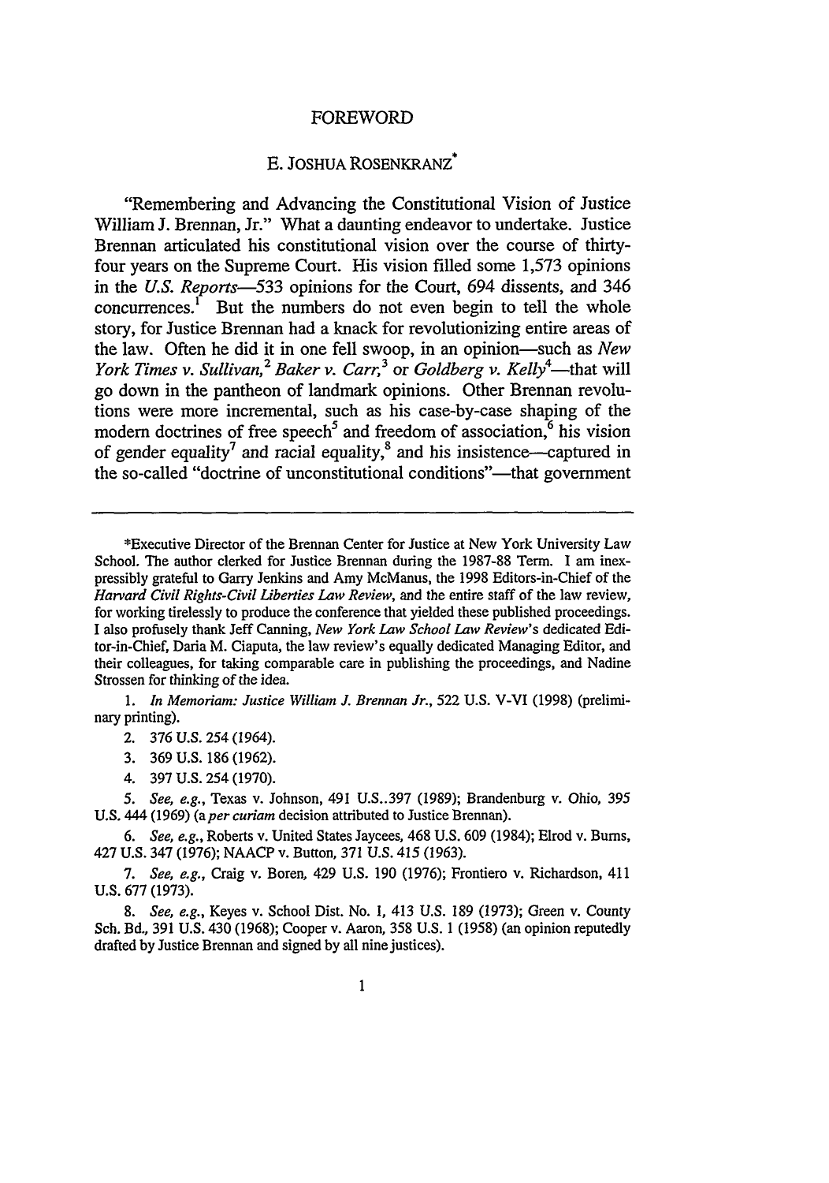# FOREWORD

## E. JOSHUA ROSENKRANZ*

"Remembering and Advancing the Constitutional Vision of Justice William J. Brennan, Jr." What a daunting endeavor to undertake. Justice Brennan articulated his constitutional vision over the course of thirty-four years on the Supreme Court. His vision filled some 1,573 opinions in the *U.S. Reports*—533 opinions for the Court, 694 dissents, and 346 concurrences.[1] But the numbers do not even begin to tell the whole story, for Justice Brennan had a knack for revolutionizing entire areas of the law. Often he did it in one fell swoop, in an opinion—such as *New York Times v. Sullivan*,[2] *Baker v. Carr*,[3] or *Goldberg v. Kelly*[4]—that will go down in the pantheon of landmark opinions. Other Brennan revolutions were more incremental, such as his case-by-case shaping of the modern doctrines of free speech[5] and freedom of association,[6] his vision of gender equality[7] and racial equality,[8] and his insistence—captured in the so-called "doctrine of unconstitutional conditions"—that government

---

*Executive Director of the Brennan Center for Justice at New York University Law School. The author clerked for Justice Brennan during the 1987-88 Term. I am inexpressibly grateful to Garry Jenkins and Amy McManus, the 1998 Editors-in-Chief of the *Harvard Civil Rights-Civil Liberties Law Review*, and the entire staff of the law review, for working tirelessly to produce the conference that yielded these published proceedings. I also profusely thank Jeff Canning, *New York Law School Law Review*'s dedicated Editor-in-Chief, Daria M. Ciaputa, the law review's equally dedicated Managing Editor, and their colleagues, for taking comparable care in publishing the proceedings, and Nadine Strossen for thinking of the idea.

1. *In Memoriam: Justice William J. Brennan Jr.*, 522 U.S. V-VI (1998) (preliminary printing).

2. 376 U.S. 254 (1964).

3. 369 U.S. 186 (1962).

4. 397 U.S. 254 (1970).

5. *See, e.g.*, Texas v. Johnson, 491 U.S..397 (1989); Brandenburg v. Ohio, 395 U.S. 444 (1969) (a *per curiam* decision attributed to Justice Brennan).

6. *See, e.g.*, Roberts v. United States Jaycees, 468 U.S. 609 (1984); Elrod v. Burns, 427 U.S. 347 (1976); NAACP v. Button, 371 U.S. 415 (1963).

7. *See, e.g.*, Craig v. Boren, 429 U.S. 190 (1976); Frontiero v. Richardson, 411 U.S. 677 (1973).

8. *See, e.g.*, Keyes v. School Dist. No. 1, 413 U.S. 189 (1973); Green v. County Sch. Bd., 391 U.S. 430 (1968); Cooper v. Aaron, 358 U.S. 1 (1958) (an opinion reputedly drafted by Justice Brennan and signed by all nine justices).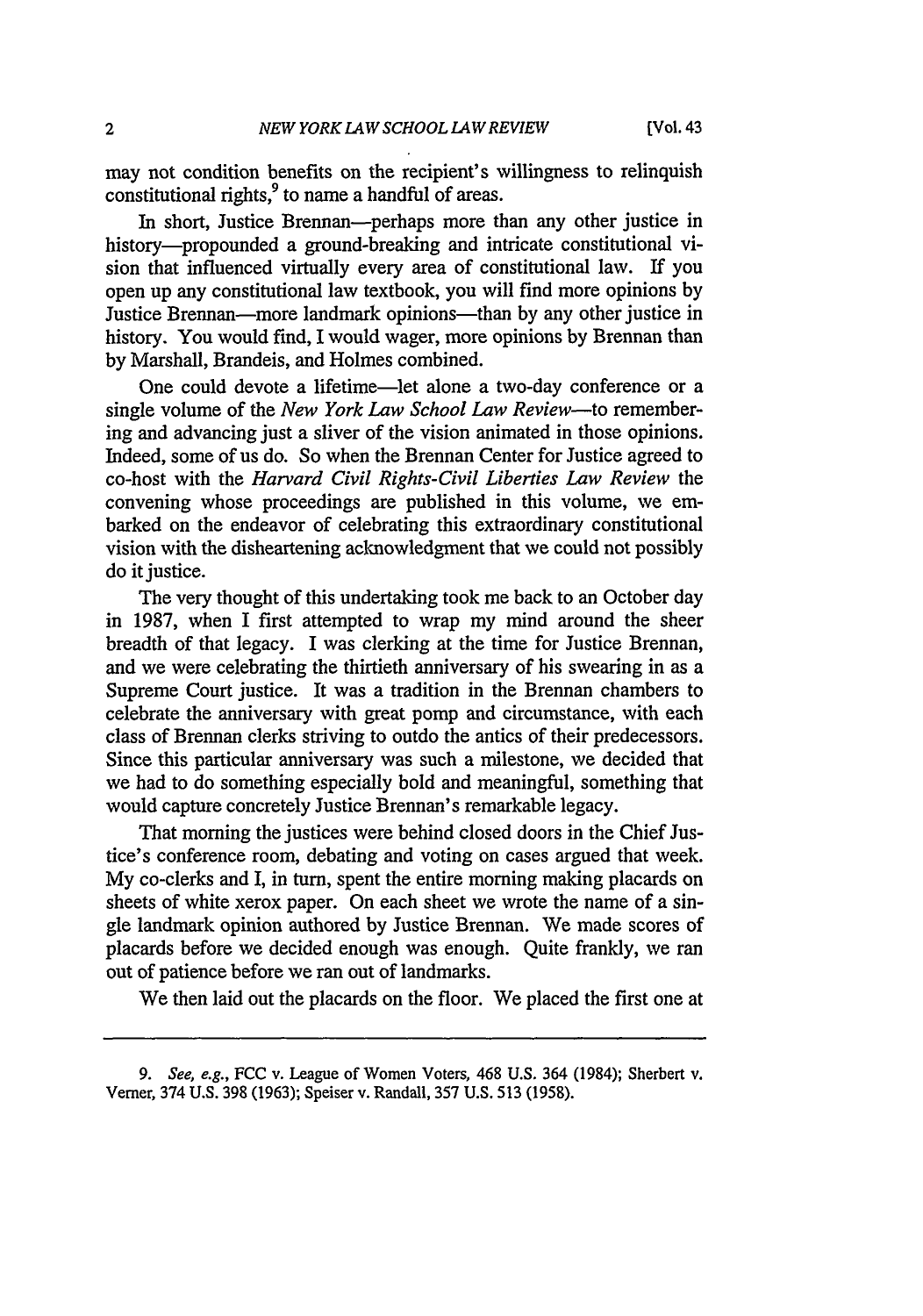may not condition benefits on the recipient's willingness to relinquish constitutional rights,[9] to name a handful of areas.

In short, Justice Brennan—perhaps more than any other justice in history—propounded a ground-breaking and intricate constitutional vision that influenced virtually every area of constitutional law. If you open up any constitutional law textbook, you will find more opinions by Justice Brennan—more landmark opinions—than by any other justice in history. You would find, I would wager, more opinions by Brennan than by Marshall, Brandeis, and Holmes combined.

One could devote a lifetime—let alone a two-day conference or a single volume of the *New York Law School Law Review*—to remembering and advancing just a sliver of the vision animated in those opinions. Indeed, some of us do. So when the Brennan Center for Justice agreed to co-host with the *Harvard Civil Rights-Civil Liberties Law Review* the convening whose proceedings are published in this volume, we embarked on the endeavor of celebrating this extraordinary constitutional vision with the disheartening acknowledgment that we could not possibly do it justice.

The very thought of this undertaking took me back to an October day in 1987, when I first attempted to wrap my mind around the sheer breadth of that legacy. I was clerking at the time for Justice Brennan, and we were celebrating the thirtieth anniversary of his swearing in as a Supreme Court justice. It was a tradition in the Brennan chambers to celebrate the anniversary with great pomp and circumstance, with each class of Brennan clerks striving to outdo the antics of their predecessors. Since this particular anniversary was such a milestone, we decided that we had to do something especially bold and meaningful, something that would capture concretely Justice Brennan's remarkable legacy.

That morning the justices were behind closed doors in the Chief Justice's conference room, debating and voting on cases argued that week. My co-clerks and I, in turn, spent the entire morning making placards on sheets of white xerox paper. On each sheet we wrote the name of a single landmark opinion authored by Justice Brennan. We made scores of placards before we decided enough was enough. Quite frankly, we ran out of patience before we ran out of landmarks.

We then laid out the placards on the floor. We placed the first one at

---

9. *See, e.g.*, FCC v. League of Women Voters, 468 U.S. 364 (1984); Sherbert v. Verner, 374 U.S. 398 (1963); Speiser v. Randall, 357 U.S. 513 (1958).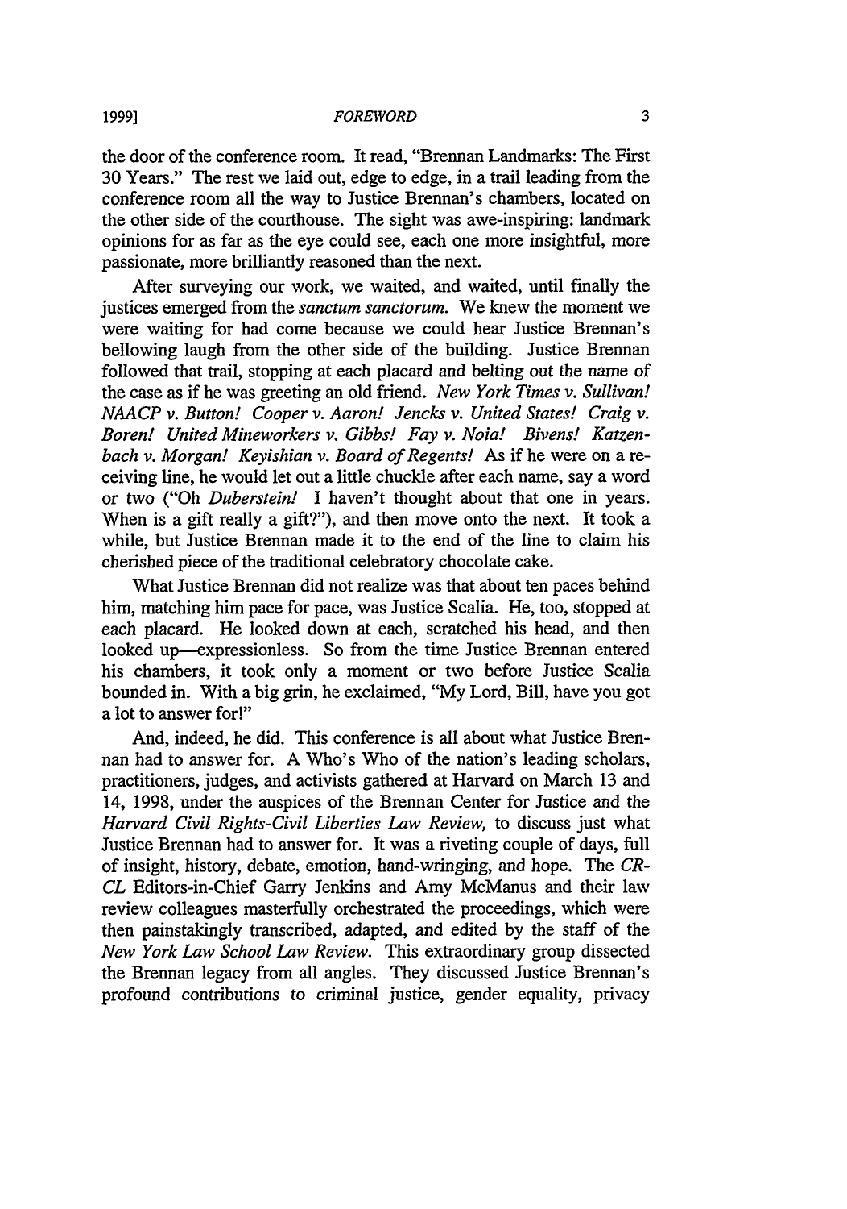the door of the conference room. It read, "Brennan Landmarks: The First 30 Years." The rest we laid out, edge to edge, in a trail leading from the conference room all the way to Justice Brennan's chambers, located on the other side of the courthouse. The sight was awe-inspiring: landmark opinions for as far as the eye could see, each one more insightful, more passionate, more brilliantly reasoned than the next.

After surveying our work, we waited, and waited, until finally the justices emerged from the *sanctum sanctorum.* We knew the moment we were waiting for had come because we could hear Justice Brennan's bellowing laugh from the other side of the building. Justice Brennan followed that trail, stopping at each placard and belting out the name of the case as if he was greeting an old friend. *New York Times v. Sullivan! NAACP v. Button! Cooper v. Aaron! Jencks v. United States! Craig v. Boren! United Mineworkers v. Gibbs! Fay v. Noia! Bivens! Katzenbach v. Morgan! Keyishian v. Board of Regents!* As if he were on a receiving line, he would let out a little chuckle after each name, say a word or two ("Oh *Duberstein!* I haven't thought about that one in years. When is a gift really a gift?"), and then move onto the next. It took a while, but Justice Brennan made it to the end of the line to claim his cherished piece of the traditional celebratory chocolate cake.

What Justice Brennan did not realize was that about ten paces behind him, matching him pace for pace, was Justice Scalia. He, too, stopped at each placard. He looked down at each, scratched his head, and then looked up—expressionless. So from the time Justice Brennan entered his chambers, it took only a moment or two before Justice Scalia bounded in. With a big grin, he exclaimed, "My Lord, Bill, have you got a lot to answer for!"

And, indeed, he did. This conference is all about what Justice Brennan had to answer for. A Who's Who of the nation's leading scholars, practitioners, judges, and activists gathered at Harvard on March 13 and 14, 1998, under the auspices of the Brennan Center for Justice and the *Harvard Civil Rights-Civil Liberties Law Review,* to discuss just what Justice Brennan had to answer for. It was a riveting couple of days, full of insight, history, debate, emotion, hand-wringing, and hope. The *CR-CL* Editors-in-Chief Garry Jenkins and Amy McManus and their law review colleagues masterfully orchestrated the proceedings, which were then painstakingly transcribed, adapted, and edited by the staff of the *New York Law School Law Review.* This extraordinary group dissected the Brennan legacy from all angles. They discussed Justice Brennan's profound contributions to criminal justice, gender equality, privacy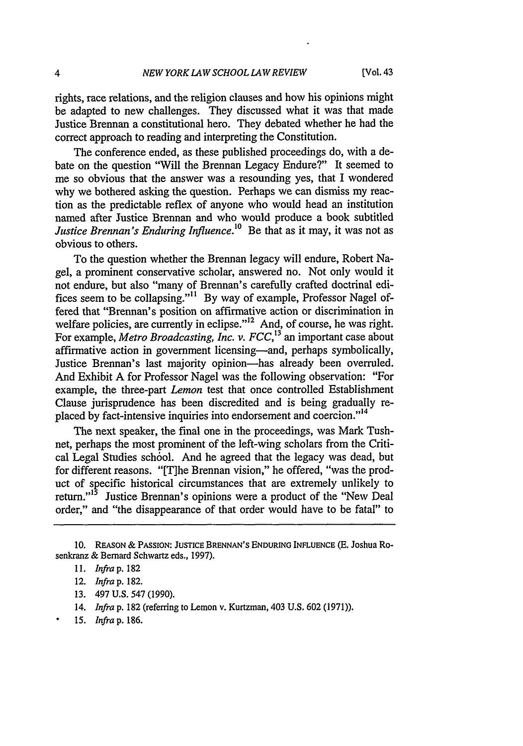rights, race relations, and the religion clauses and how his opinions might be adapted to new challenges. They discussed what it was that made Justice Brennan a constitutional hero. They debated whether he had the correct approach to reading and interpreting the Constitution.

The conference ended, as these published proceedings do, with a debate on the question "Will the Brennan Legacy Endure?" It seemed to me so obvious that the answer was a resounding yes, that I wondered why we bothered asking the question. Perhaps we can dismiss my reaction as the predictable reflex of anyone who would head an institution named after Justice Brennan and who would produce a book subtitled *Justice Brennan's Enduring Influence*.[10] Be that as it may, it was not as obvious to others.

To the question whether the Brennan legacy will endure, Robert Nagel, a prominent conservative scholar, answered no. Not only would it not endure, but also "many of Brennan's carefully crafted doctrinal edifices seem to be collapsing."[11] By way of example, Professor Nagel offered that "Brennan's position on affirmative action or discrimination in welfare policies, are currently in eclipse."[12] And, of course, he was right. For example, *Metro Broadcasting, Inc. v. FCC*,[13] an important case about affirmative action in government licensing—and, perhaps symbolically, Justice Brennan's last majority opinion—has already been overruled. And Exhibit A for Professor Nagel was the following observation: "For example, the three-part *Lemon* test that once controlled Establishment Clause jurisprudence has been discredited and is being gradually replaced by fact-intensive inquiries into endorsement and coercion."[14]

The next speaker, the final one in the proceedings, was Mark Tushnet, perhaps the most prominent of the left-wing scholars from the Critical Legal Studies school. And he agreed that the legacy was dead, but for different reasons. "[T]he Brennan vision," he offered, "was the product of specific historical circumstances that are extremely unlikely to return."[15] Justice Brennan's opinions were a product of the "New Deal order," and "the disappearance of that order would have to be fatal" to

---

10. REASON & PASSION: JUSTICE BRENNAN'S ENDURING INFLUENCE (E. Joshua Rosenkranz & Bernard Schwartz eds., 1997).

11. *Infra* p. 182

12. *Infra* p. 182.

13. 497 U.S. 547 (1990).

14. *Infra* p. 182 (referring to Lemon v. Kurtzman, 403 U.S. 602 (1971)).

15. *Infra* p. 186.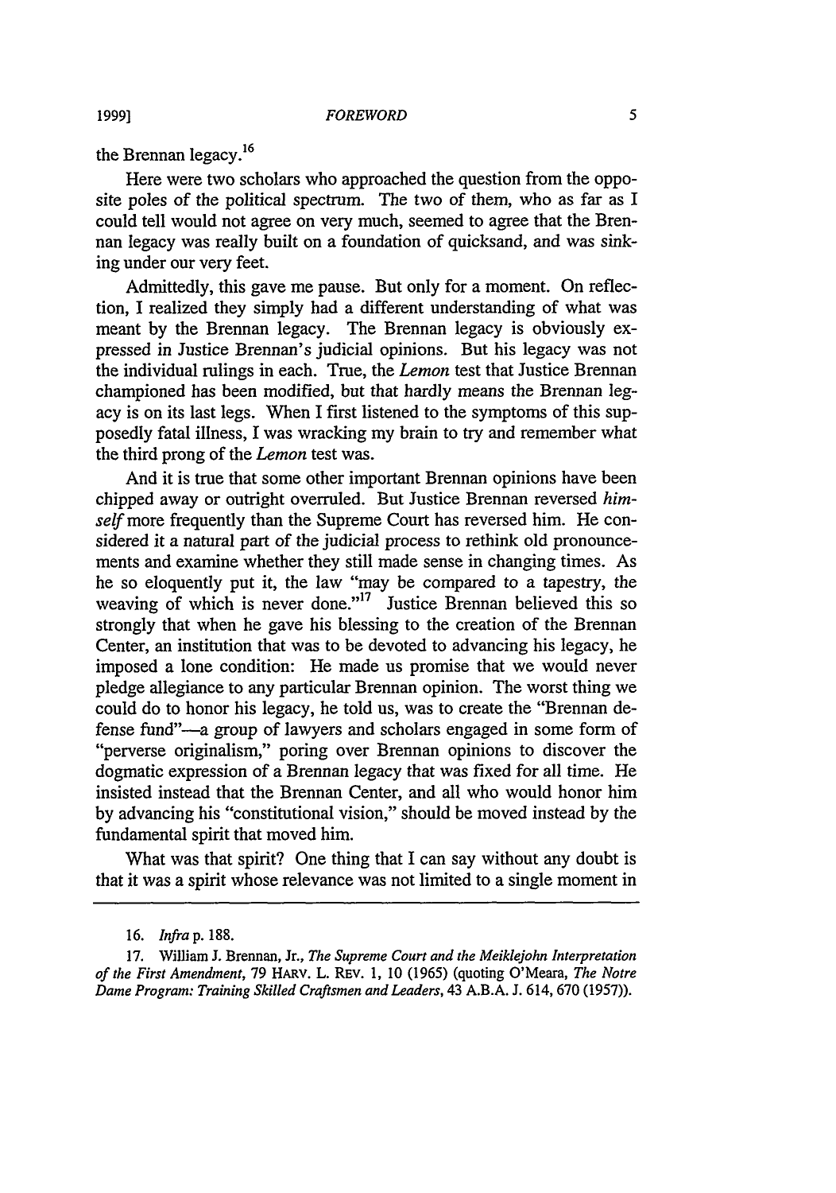the Brennan legacy.[16]

Here were two scholars who approached the question from the opposite poles of the political spectrum. The two of them, who as far as I could tell would not agree on very much, seemed to agree that the Brennan legacy was really built on a foundation of quicksand, and was sinking under our very feet.

Admittedly, this gave me pause. But only for a moment. On reflection, I realized they simply had a different understanding of what was meant by the Brennan legacy. The Brennan legacy is obviously expressed in Justice Brennan's judicial opinions. But his legacy was not the individual rulings in each. True, the *Lemon* test that Justice Brennan championed has been modified, but that hardly means the Brennan legacy is on its last legs. When I first listened to the symptoms of this supposedly fatal illness, I was wracking my brain to try and remember what the third prong of the *Lemon* test was.

And it is true that some other important Brennan opinions have been chipped away or outright overruled. But Justice Brennan reversed *himself* more frequently than the Supreme Court has reversed him. He considered it a natural part of the judicial process to rethink old pronouncements and examine whether they still made sense in changing times. As he so eloquently put it, the law "may be compared to a tapestry, the weaving of which is never done."[17] Justice Brennan believed this so strongly that when he gave his blessing to the creation of the Brennan Center, an institution that was to be devoted to advancing his legacy, he imposed a lone condition: He made us promise that we would never pledge allegiance to any particular Brennan opinion. The worst thing we could do to honor his legacy, he told us, was to create the "Brennan defense fund"—a group of lawyers and scholars engaged in some form of "perverse originalism," poring over Brennan opinions to discover the dogmatic expression of a Brennan legacy that was fixed for all time. He insisted instead that the Brennan Center, and all who would honor him by advancing his "constitutional vision," should be moved instead by the fundamental spirit that moved him.

What was that spirit? One thing that I can say without any doubt is that it was a spirit whose relevance was not limited to a single moment in

---

16. *Infra* p. 188.

17. William J. Brennan, Jr., *The Supreme Court and the Meiklejohn Interpretation of the First Amendment*, 79 HARV. L. REV. 1, 10 (1965) (quoting O'Meara, *The Notre Dame Program: Training Skilled Craftsmen and Leaders*, 43 A.B.A. J. 614, 670 (1957)).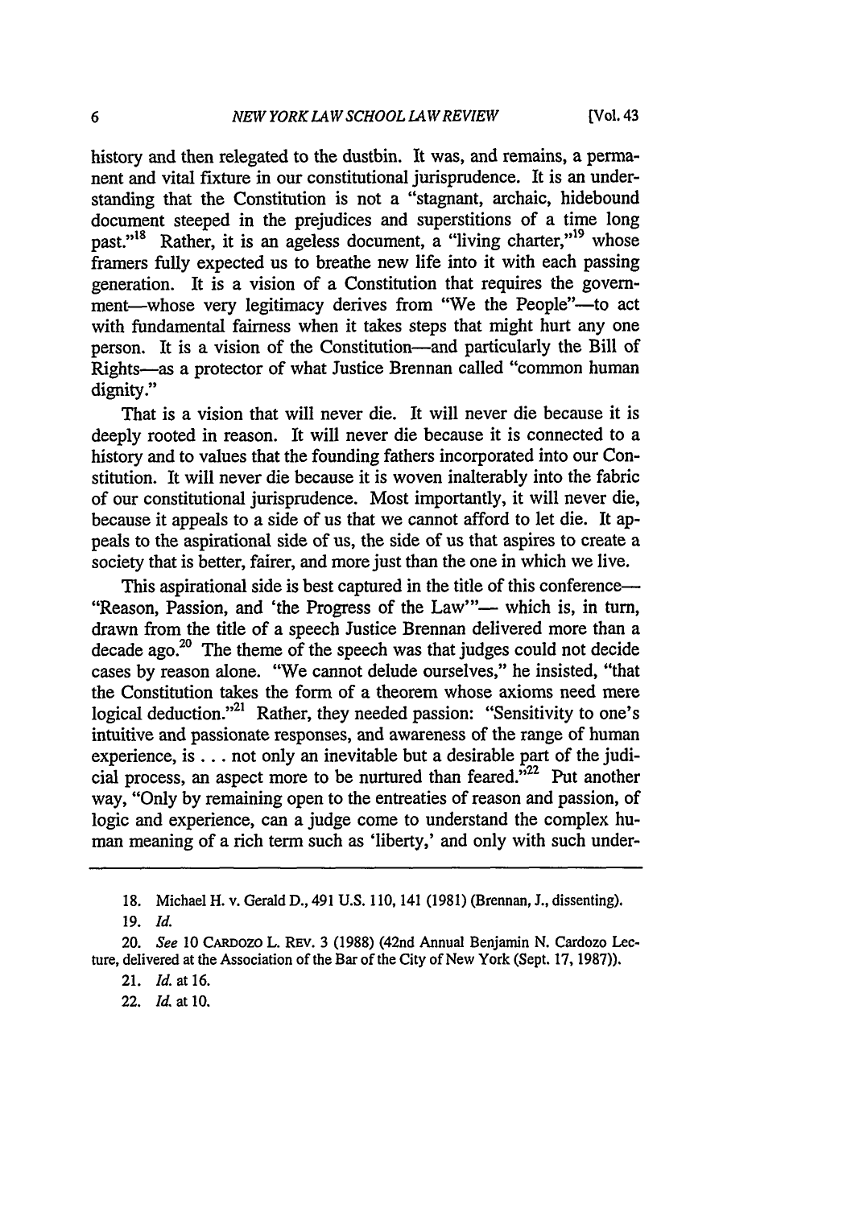history and then relegated to the dustbin. It was, and remains, a permanent and vital fixture in our constitutional jurisprudence. It is an understanding that the Constitution is not a "stagnant, archaic, hidebound document steeped in the prejudices and superstitions of a time long past."[18] Rather, it is an ageless document, a "living charter,"[19] whose framers fully expected us to breathe new life into it with each passing generation. It is a vision of a Constitution that requires the government—whose very legitimacy derives from "We the People"—to act with fundamental fairness when it takes steps that might hurt any one person. It is a vision of the Constitution—and particularly the Bill of Rights—as a protector of what Justice Brennan called "common human dignity."

That is a vision that will never die. It will never die because it is deeply rooted in reason. It will never die because it is connected to a history and to values that the founding fathers incorporated into our Constitution. It will never die because it is woven inalterably into the fabric of our constitutional jurisprudence. Most importantly, it will never die, because it appeals to a side of us that we cannot afford to let die. It appeals to the aspirational side of us, the side of us that aspires to create a society that is better, fairer, and more just than the one in which we live.

This aspirational side is best captured in the title of this conference—"Reason, Passion, and 'the Progress of the Law'"— which is, in turn, drawn from the title of a speech Justice Brennan delivered more than a decade ago.[20] The theme of the speech was that judges could not decide cases by reason alone. "We cannot delude ourselves," he insisted, "that the Constitution takes the form of a theorem whose axioms need mere logical deduction."[21] Rather, they needed passion: "Sensitivity to one's intuitive and passionate responses, and awareness of the range of human experience, is . . . not only an inevitable but a desirable part of the judicial process, an aspect more to be nurtured than feared."[22] Put another way, "Only by remaining open to the entreaties of reason and passion, of logic and experience, can a judge come to understand the complex human meaning of a rich term such as 'liberty,' and only with such under-

---

18. Michael H. v. Gerald D., 491 U.S. 110, 141 (1981) (Brennan, J., dissenting).

19. *Id.*

20. *See* 10 CARDOZO L. REV. 3 (1988) (42nd Annual Benjamin N. Cardozo Lecture, delivered at the Association of the Bar of the City of New York (Sept. 17, 1987)).

21. *Id.* at 16.

22. *Id.* at 10.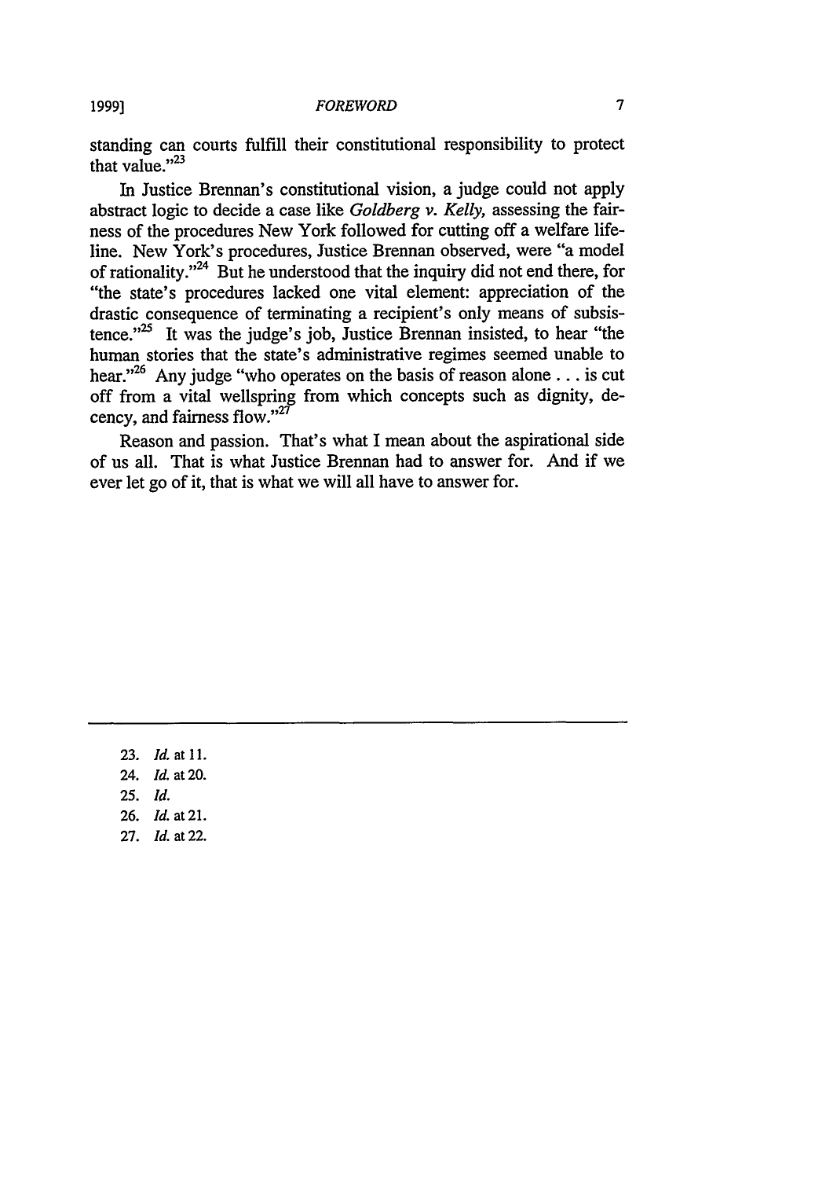standing can courts fulfill their constitutional responsibility to protect that value."[23]

In Justice Brennan's constitutional vision, a judge could not apply abstract logic to decide a case like *Goldberg v. Kelly,* assessing the fairness of the procedures New York followed for cutting off a welfare lifeline. New York's procedures, Justice Brennan observed, were "a model of rationality."[24] But he understood that the inquiry did not end there, for "the state's procedures lacked one vital element: appreciation of the drastic consequence of terminating a recipient's only means of subsistence."[25] It was the judge's job, Justice Brennan insisted, to hear "the human stories that the state's administrative regimes seemed unable to hear."[26] Any judge "who operates on the basis of reason alone . . . is cut off from a vital wellspring from which concepts such as dignity, decency, and fairness flow."[27]

Reason and passion. That's what I mean about the aspirational side of us all. That is what Justice Brennan had to answer for. And if we ever let go of it, that is what we will all have to answer for.

---

23. *Id.* at 11.
24. *Id.* at 20.
25. *Id.*
26. *Id.* at 21.
27. *Id.* at 22.